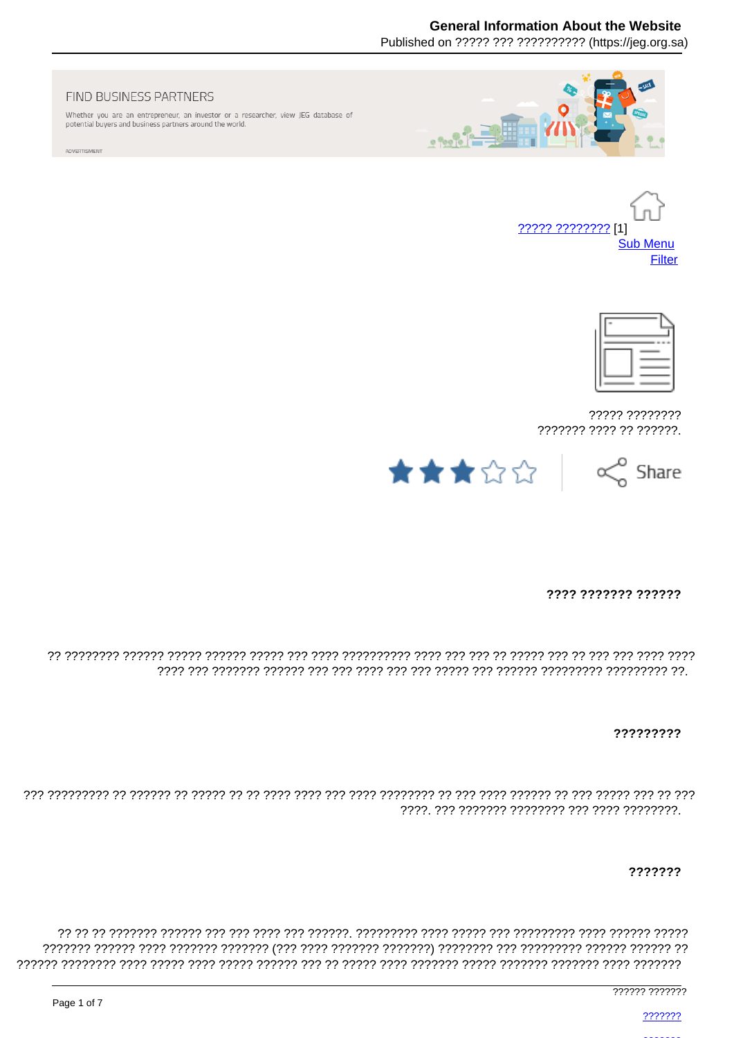FIND BUSINESS PARTNERS

Whether you are an entrepreneur, an investor or a researcher, view JEG database of potential buyers and business partners around the world.

ADVERTISMENT

????? ???????? [1]
Sub Menu
Filter

????? ????????
??????? ???? ?? ??????.

Share

**???? ??????? ??????**

?? ???????? ?????? ????? ?????? ????? ??? ???? ?????????? ???? ??? ??? ?? ????? ??? ?? ??? ??? ???? ???? ???? ??? ??????? ?????? ??? ??? ???? ??? ??? ????? ??? ?????? ????????? ????????? ??.

**?????????**

??? ????????? ?? ?????? ?? ????? ?? ?? ???? ???? ??? ???? ???????? ?? ??? ???? ?????? ?? ??? ????? ??? ?? ??? ????. ??? ??????? ???????? ??? ???? ????????.

**???????**

?? ?? ?? ??????? ?????? ??? ??? ???? ??? ??????. ????????? ???? ????? ??? ????????? ???? ?????? ????? ??????? ?????? ???? ??????? ??????? (??? ???? ??????? ???????) ???????? ??? ????????? ?????? ?????? ?? ?????? ???????? ???? ????? ???? ????? ?????? ??? ?? ????? ???? ??????? ????? ??????? ??????? ???? ???????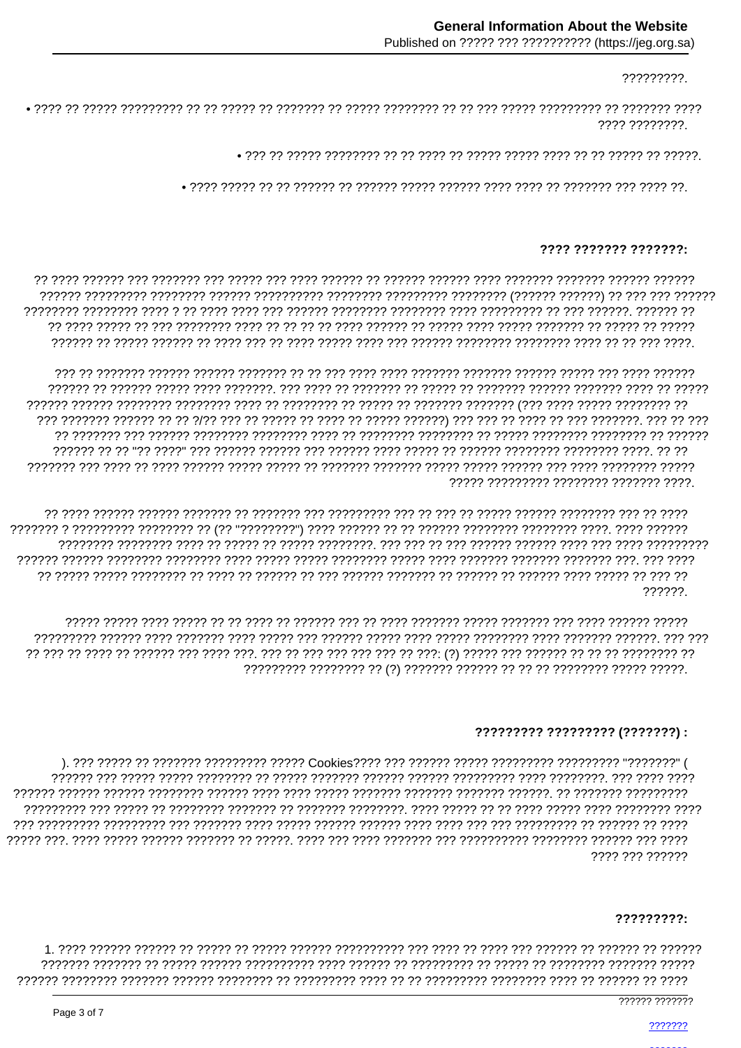?????????.

- ???? ?? ????? ????????? ?? ?? ????? ?? ??????? ?? ????? ???????? ?? ?? ??? ????? ????????? ?? ??????? ???? ???? ????????.
- ??? ?? ????? ???????? ?? ?? ???? ?? ????? ????? ???? ?? ?? ????? ?? ?????.
- ???? ????? ?? ?? ?????? ?? ?????? ????? ?????? ???? ???? ?? ??????? ??? ???? ??.

## ???? ??????? ???????:

?? ???? ?????? ??? ??????? ??? ????? ??? ???? ?????? ?? ?????? ?????? ???? ??????? ??????? ?????? ?????? ?????? ????????? ???????? ?????? ?????????? ???????? ????????? ???????? (?????? ??????) ?? ??? ??? ?????? ???????? ???????? ???? ? ?? ???? ???? ??? ?????? ???????? ???????? ???? ????????? ?? ??? ??????. ?????? ?? ?? ???? ????? ?? ??? ???????? ???? ?? ?? ?? ?? ???? ?????? ?? ????? ???? ????? ??????? ?? ????? ?? ????? ?????? ?? ????? ?????? ?? ???? ??? ?? ???? ????? ???? ??? ?????? ???????? ???????? ???? ?? ?? ??? ????.

??? ?? ??????? ?????? ?????? ??????? ?? ?? ??? ???? ???? ??????? ??????? ?????? ????? ??? ???? ?????? ?????? ?? ?????? ????? ???? ???????. ??? ???? ?? ??????? ?? ????? ?? ??????? ?????? ??????? ???? ?? ????? ?????? ?????? ???????? ???????? ???? ?? ???????? ?? ????? ?? ??????? ??????? (??? ???? ????? ???????? ?? ??? ??????? ?????? ?? ?? ?/?? ??? ?? ????? ?? ???? ?? ????? ??????) ??? ??? ?? ???? ?? ??? ???????. ??? ?? ??? ?? ??????? ??? ?????? ???????? ???????? ???? ?? ???????? ???????? ?? ????? ???????? ???????? ???????? ?? ?????? ?????? ?? ?? "?? ????" ??? ?????? ?????? ??? ?????? ???? ????? ?? ?????? ???????? ???????? ????. ?? ?? ??????? ??? ???? ?? ???? ?????? ????? ????? ?? ??????? ??????? ????? ????? ?????? ??? ???? ???????? ????? ????? ????????? ???????? ??????? ????.

?? ???? ?????? ?????? ??????? ?? ??????? ??? ????????? ??? ?? ??? ?? ????? ?????? ???????? ??? ?? ???? ??????? ? ????????? ???????? ?? (?? "????????") ???? ?????? ?? ?? ?????? ???????? ???????? ????. ???? ?????? ???????? ???????? ???? ?? ????? ?? ????? ????????. ??? ??? ?? ??? ?????? ?????? ???? ??? ???? ????????? ?????? ?????? ???????? ???????? ???? ????? ????? ???????? ????? ???? ??????? ??????? ??????? ???. ??? ???? ?? ????? ????? ???????? ?? ???? ?? ?????? ?? ??? ?????? ??????? ?? ?????? ?? ?????? ???? ????? ?? ??? ?? ??????.

????? ????? ???? ????? ?? ?? ???? ?? ?????? ??? ?? ???? ??????? ????? ??????? ??? ???? ?????? ????? ????????? ?????? ???? ??????? ???? ????? ??? ?????? ????? ???? ????? ???????? ???? ??????? ??????. ??? ??? ?? ??? ?? ???? ?? ?????? ??? ???? ???. ??? ?? ??? ??? ??? ??? ?? ???: (?) ????? ??? ?????? ?? ?? ?? ???????? ?? ????????? ???????? ?? (?) ??????? ?????? ?? ?? ?? ???????? ????? ?????.

## ????????? ????????? (???????) :

). ??? ????? ?? ??????? ????????? ????? Cookies???? ??? ?????? ????? ????????? ????????? "???????" ( ?????? ??? ????? ????? ???????? ?? ????? ??????? ?????? ?????? ????????? ???? ????????. ??? ???? ???? ?????? ?????? ?????? ???????? ?????? ???? ???? ????? ??????? ??????? ??????? ??????. ?? ??????? ????????? ????????? ??? ????? ?? ???????? ??????? ?? ??????? ????????. ???? ????? ?? ?? ???? ????? ???? ???????? ???? ??? ????????? ????????? ??? ??????? ???? ????? ?????? ?????? ???? ???? ??? ??? ????????? ?? ?????? ?? ???? ????? ???. ???? ????? ?????? ??????? ?? ?????. ???? ??? ???? ??????? ??? ?????????? ???????? ?????? ??? ???? ???? ??? ??????

## ?????????:

1. ???? ?????? ?????? ?? ????? ?? ????? ?????? ?????????? ??? ???? ?? ???? ??? ?????? ?? ?????? ?? ?????? ??????? ??????? ?? ????? ?????? ?????????? ???? ?????? ?? ????????? ?? ????? ?? ???????? ??????? ????? ?????? ???????? ??????? ?????? ???????? ?? ????????? ???? ?? ?? ????????? ???????? ???? ?? ?????? ?? ????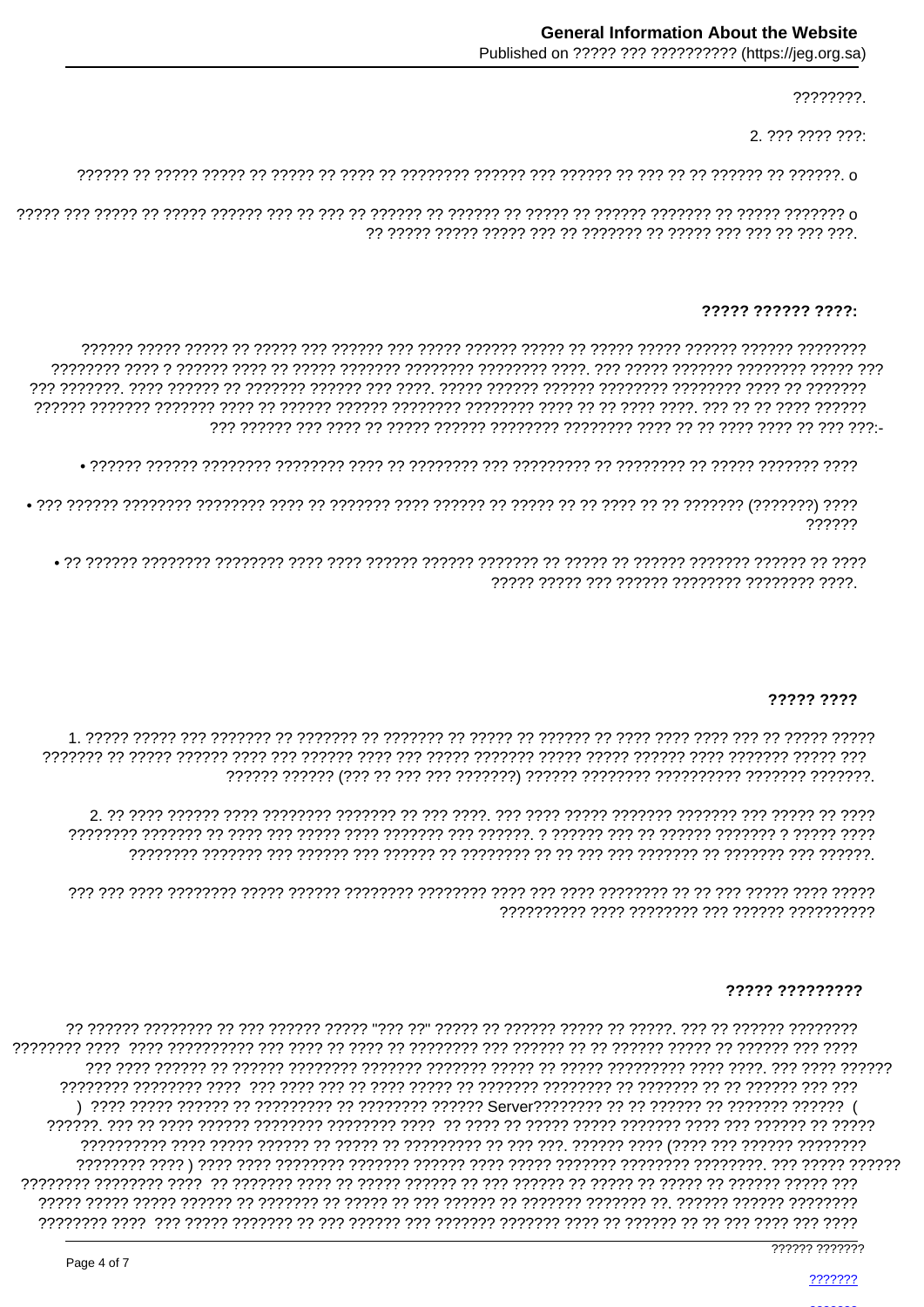????????.

2. ??? ???? ???:

?????? ?? ????? ????? ?? ????? ?? ???? ?? ???????? ?????? ??? ?????? ?? ??? ?? ?? ?????? ?? ??????. o

????? ??? ????? ?? ????? ?????? ??? ?? ??? ?? ?????? ?? ?????? ?? ????? ?? ?????? ??????? ?? ????? ??????? o ?? ????? ????? ????? ??? ?? ??????? ?? ????? ??? ??? ?? ??? ???.

**????? ?????? ????:**

?????? ????? ????? ?? ????? ??? ?????? ??? ????? ?????? ????? ?? ????? ????? ?????? ?????? ???????? ???????? ???? ? ?????? ???? ?? ????? ??????? ???????? ???????? ????. ??? ????? ??????? ???????? ????? ??? ??? ???????. ???? ?????? ?? ??????? ?????? ??? ????. ????? ?????? ?????? ???????? ???????? ???? ?? ??????? ?????? ??????? ??????? ???? ?? ?????? ?????? ???????? ???????? ???? ?? ?? ???? ????. ??? ?? ?? ???? ?????? ??? ?????? ??? ???? ?? ????? ?????? ???????? ???????? ???? ?? ?? ???? ???? ?? ??? ???:-

- ?????? ?????? ???????? ???????? ???? ?? ???????? ??? ????????? ?? ???????? ?? ????? ??????? ????
- ??? ?????? ???????? ???????? ???? ?? ??????? ???? ?????? ?? ????? ?? ?? ???? ?? ?? ??????? (???????) ???? ??????
- ?? ?????? ???????? ???????? ???? ???? ?????? ?????? ??????? ?? ????? ?? ?????? ??????? ?????? ?? ???? ????? ????? ??? ?????? ???????? ???????? ????.

**????? ????**

1. ????? ????? ??? ??????? ?? ??????? ?? ??????? ?? ????? ?? ?????? ?? ???? ???? ???? ??? ?? ????? ????? ??????? ?? ????? ?????? ???? ??? ?????? ???? ??? ????? ??????? ????? ????? ?????? ???? ??????? ????? ??? ?????? ?????? (??? ?? ??? ??? ???????) ?????? ???????? ?????????? ??????? ???????.

2. ?? ???? ?????? ???? ???????? ??????? ?? ??? ????. ??? ???? ????? ??????? ??????? ??? ????? ?? ???? ???????? ??????? ?? ???? ??? ????? ???? ??????? ??? ??????. ? ?????? ??? ?? ?????? ??????? ? ????? ???? ???????? ??????? ??? ?????? ??? ?????? ?? ???????? ?? ?? ??? ??? ??????? ?? ??????? ??? ??????.

??? ??? ???? ???????? ????? ?????? ???????? ???????? ???? ??? ???? ???????? ?? ?? ??? ????? ???? ????? ?????????? ???? ???????? ??? ?????? ??????????

**????? ?????????**

?? ?????? ???????? ?? ??? ?????? ????? "??? ??" ????? ?? ?????? ????? ?? ?????. ??? ?? ?????? ???????? ???????? ???? ???? ?????????? ??? ???? ?? ???? ?? ???????? ??? ?????? ?? ?? ?????? ????? ?? ?????? ??? ???? ??? ???? ?????? ?? ?????? ???????? ??????? ??????? ????? ?? ????? ????????? ???? ????. ??? ???? ?????? ???????? ???????? ???? ??? ???? ??? ?? ???? ????? ?? ??????? ???????? ?? ??????? ?? ?? ?????? ??? ??? ) ???? ????? ?????? ?? ????????? ?? ???????? ?????? Server???????? ?? ?? ?????? ?? ??????? ?????? ( ??????. ??? ?? ???? ?????? ???????? ???????? ???? ?? ???? ?? ????? ????? ??????? ???? ??? ?????? ?? ????? ?????????? ???? ????? ?????? ?? ????? ?? ????????? ?? ??? ???. ?????? ???? (???? ??? ?????? ???????? ???????? ???? ) ???? ???? ???????? ??????? ?????? ???? ????? ??????? ???????? ????????. ??? ????? ?????? ???????? ???????? ???? ?? ??????? ???? ?? ????? ?????? ?? ??? ?????? ?? ????? ?? ????? ?? ?????? ????? ??? ????? ????? ????? ?????? ?? ??????? ?? ????? ?? ??? ?????? ?? ??????? ??????? ??. ?????? ?????? ???????? ???????? ???? ??? ????? ??????? ?? ??? ?????? ??? ??????? ??????? ???? ?? ?????? ?? ?? ??? ???? ??? ????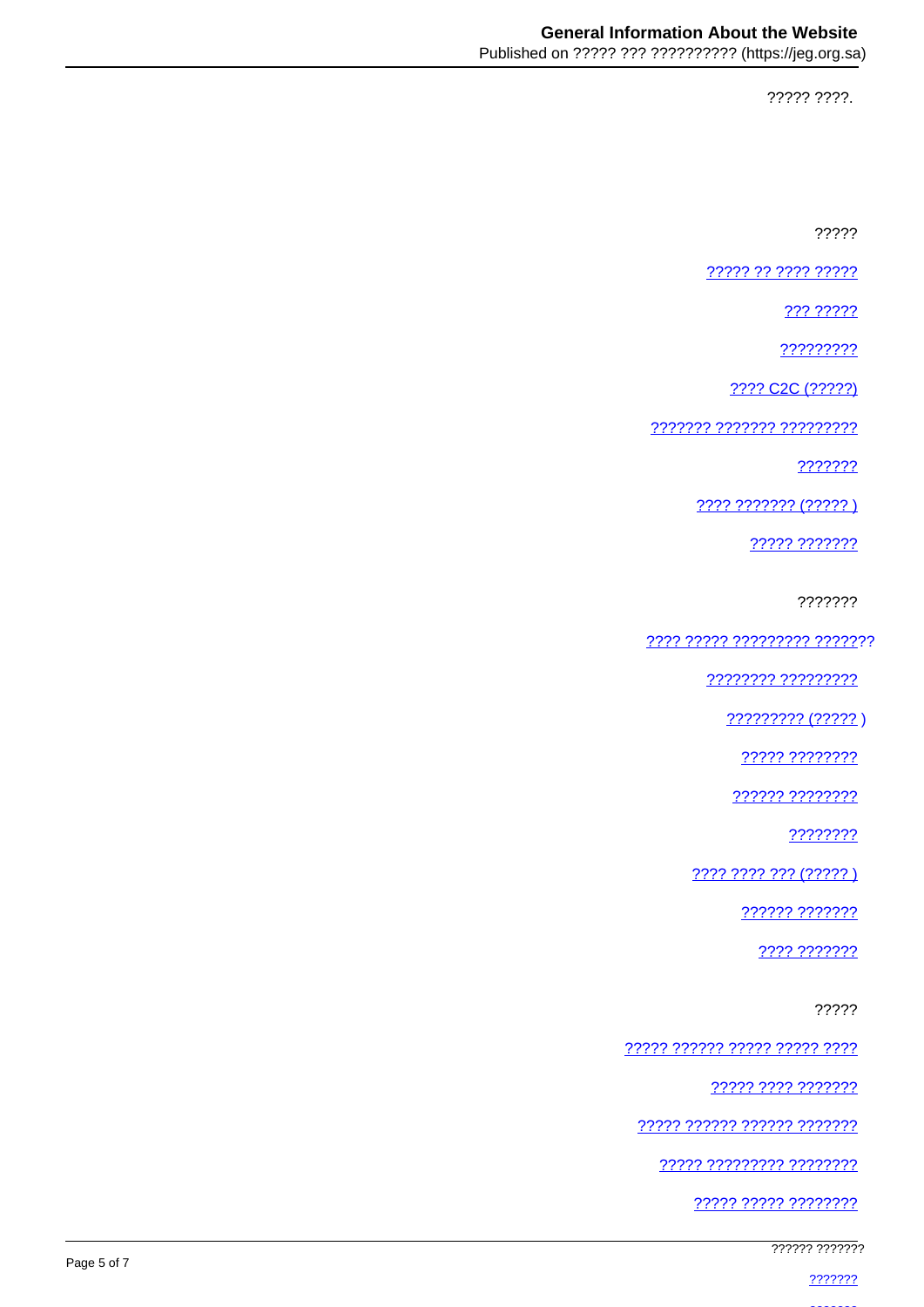????? ????.

?????

????? ?? ???? ?????

??? ?????

?????????

???? C2C (?????)

??????? ??????? ?????????

???????

???? ??????? (????? )

????? ???????

???????

???? ????? ????????? ???????

???????? ?????????

????????? (????? )

????? ????????

?????? ????????

????????

???? ???? ??? (????? )

?????? ???????

???? ???????

?????

????? ?????? ????? ????? ????

????? ???? ???????

????? ?????? ?????? ???????

????? ????????? ????????

????? ????? ????????

?????? ???????

???????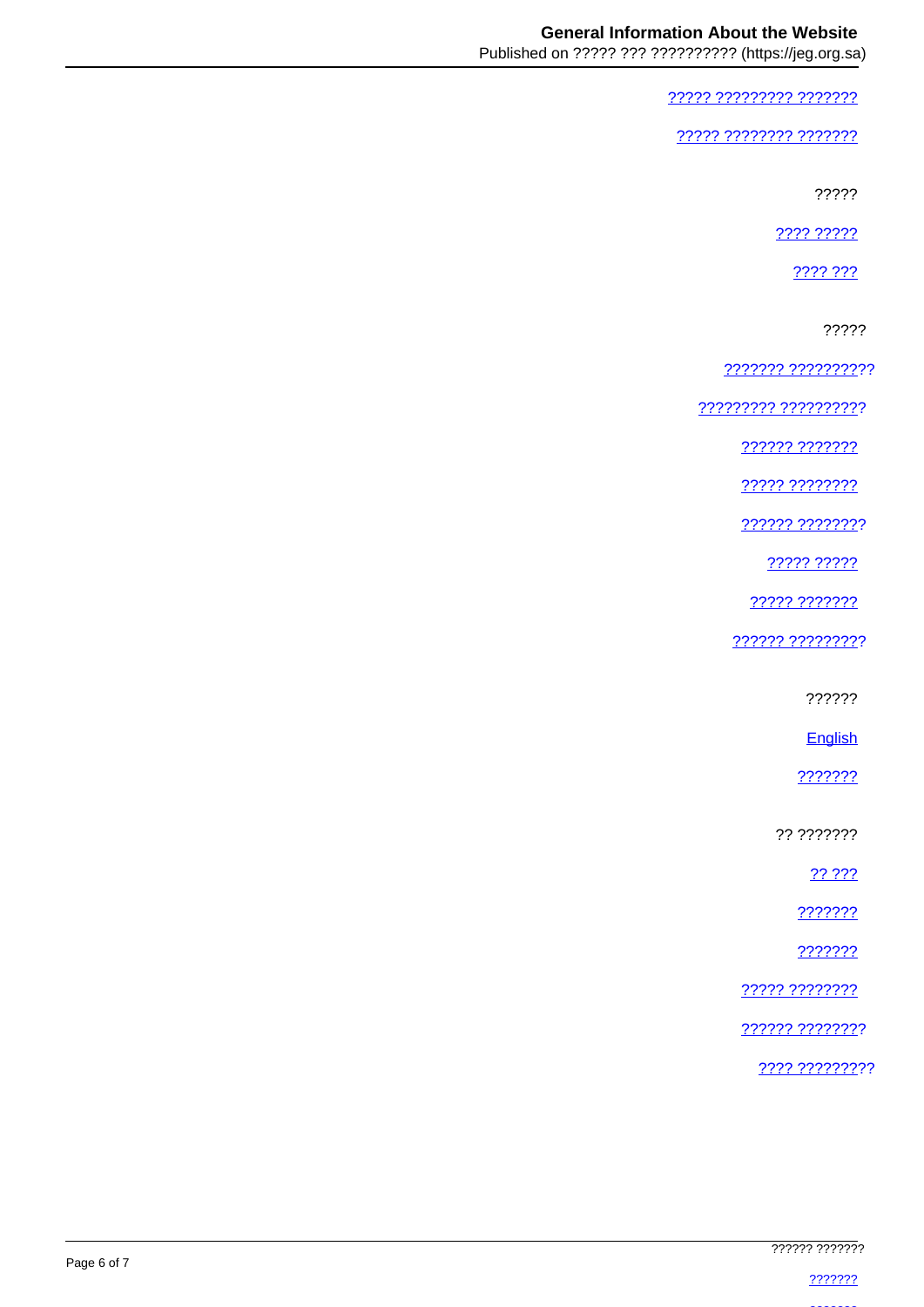????? ????????? ???????

????? ???????? ???????

?????

???? ?????

???? ???

?????

??????? ??????????

????????? ??????????

?????? ???????

????? ????????

?????? ????????

????? ?????

????? ???????

?????? ?????????

??????

English

???????

?? ???????

?? ???

???????

???????

????? ????????

?????? ????????

???? ?????????

?????? ???????

???????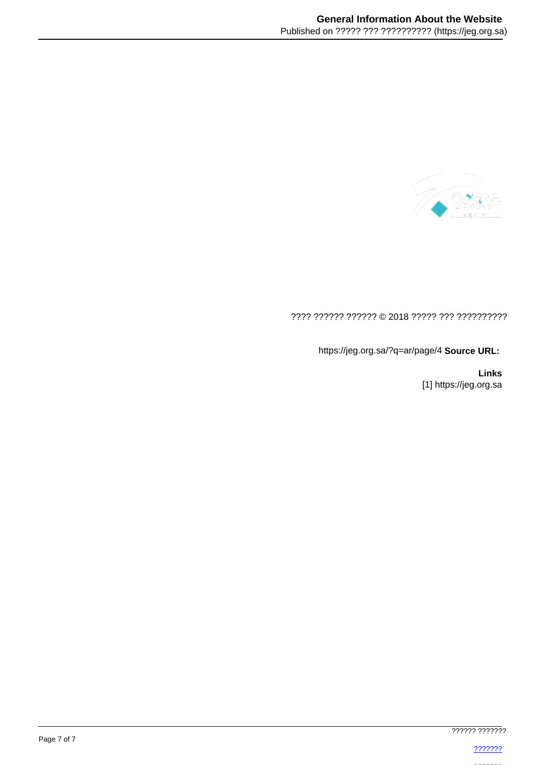???? ?????? ?????? © 2018 ????? ??? ??????????

https://jeg.org.sa/?q=ar/page/4 **Source URL:**

**Links**
[1] https://jeg.org.sa